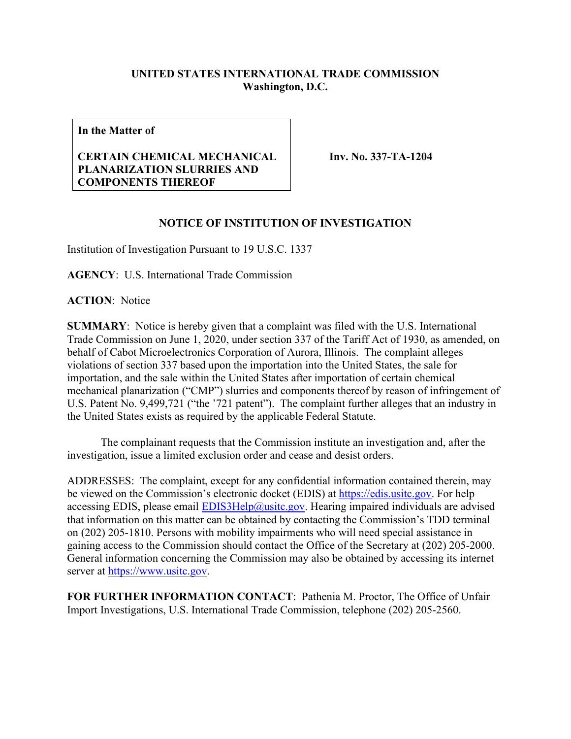**UNITED STATES INTERNATIONAL TRADE COMMISSION**
**Washington, D.C.**

| **In the Matter of** **CERTAIN CHEMICAL MECHANICAL PLANARIZATION SLURRIES AND COMPONENTS THEREOF** | **Inv. No. 337-TA-1204** |
|---|---|

**NOTICE OF INSTITUTION OF INVESTIGATION**

Institution of Investigation Pursuant to 19 U.S.C. 1337

**AGENCY**: U.S. International Trade Commission

**ACTION**: Notice

**SUMMARY**: Notice is hereby given that a complaint was filed with the U.S. International Trade Commission on June 1, 2020, under section 337 of the Tariff Act of 1930, as amended, on behalf of Cabot Microelectronics Corporation of Aurora, Illinois. The complaint alleges violations of section 337 based upon the importation into the United States, the sale for importation, and the sale within the United States after importation of certain chemical mechanical planarization ("CMP") slurries and components thereof by reason of infringement of U.S. Patent No. 9,499,721 ("the '721 patent"). The complaint further alleges that an industry in the United States exists as required by the applicable Federal Statute.

The complainant requests that the Commission institute an investigation and, after the investigation, issue a limited exclusion order and cease and desist orders.

ADDRESSES: The complaint, except for any confidential information contained therein, may be viewed on the Commission's electronic docket (EDIS) at https://edis.usitc.gov. For help accessing EDIS, please email EDIS3Help@usitc.gov. Hearing impaired individuals are advised that information on this matter can be obtained by contacting the Commission's TDD terminal on (202) 205-1810. Persons with mobility impairments who will need special assistance in gaining access to the Commission should contact the Office of the Secretary at (202) 205-2000. General information concerning the Commission may also be obtained by accessing its internet server at https://www.usitc.gov.

**FOR FURTHER INFORMATION CONTACT**: Pathenia M. Proctor, The Office of Unfair Import Investigations, U.S. International Trade Commission, telephone (202) 205-2560.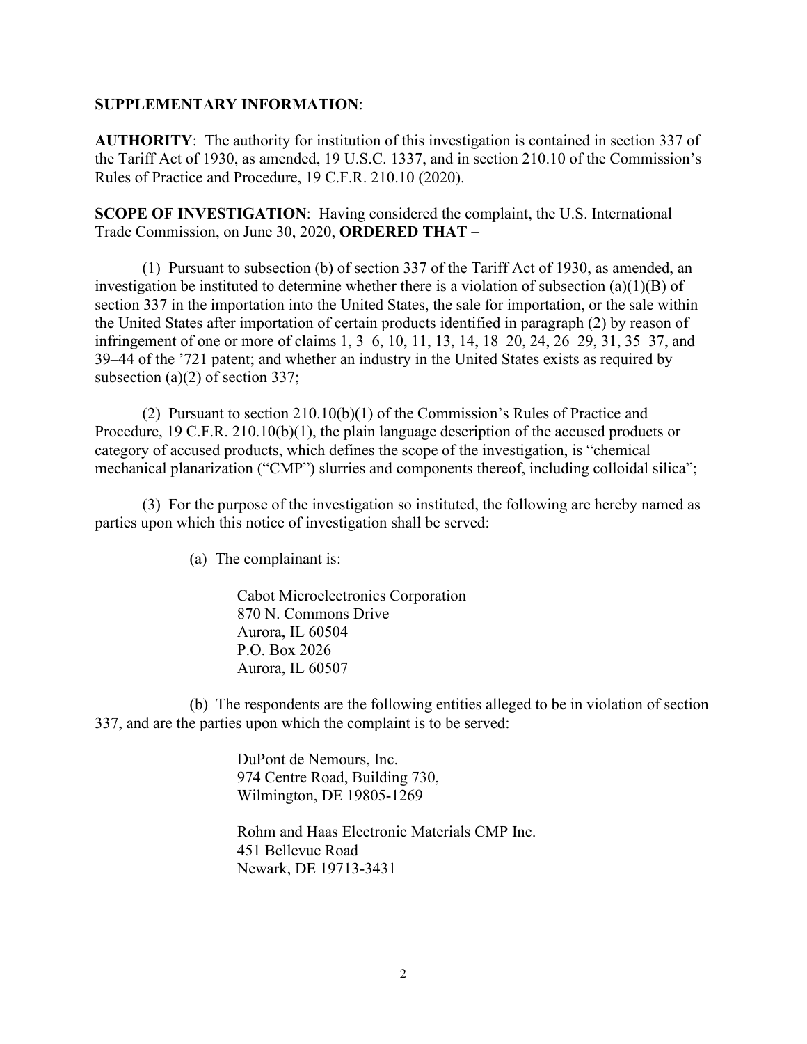**SUPPLEMENTARY INFORMATION**:

**AUTHORITY**: The authority for institution of this investigation is contained in section 337 of the Tariff Act of 1930, as amended, 19 U.S.C. 1337, and in section 210.10 of the Commission's Rules of Practice and Procedure, 19 C.F.R. 210.10 (2020).

**SCOPE OF INVESTIGATION**: Having considered the complaint, the U.S. International Trade Commission, on June 30, 2020, **ORDERED THAT** –

(1) Pursuant to subsection (b) of section 337 of the Tariff Act of 1930, as amended, an investigation be instituted to determine whether there is a violation of subsection (a)(1)(B) of section 337 in the importation into the United States, the sale for importation, or the sale within the United States after importation of certain products identified in paragraph (2) by reason of infringement of one or more of claims 1, 3–6, 10, 11, 13, 14, 18–20, 24, 26–29, 31, 35–37, and 39–44 of the '721 patent; and whether an industry in the United States exists as required by subsection (a)(2) of section 337;

(2) Pursuant to section 210.10(b)(1) of the Commission's Rules of Practice and Procedure, 19 C.F.R. 210.10(b)(1), the plain language description of the accused products or category of accused products, which defines the scope of the investigation, is "chemical mechanical planarization ("CMP") slurries and components thereof, including colloidal silica";

(3) For the purpose of the investigation so instituted, the following are hereby named as parties upon which this notice of investigation shall be served:

(a) The complainant is:

Cabot Microelectronics Corporation
870 N. Commons Drive
Aurora, IL 60504
P.O. Box 2026
Aurora, IL 60507

(b) The respondents are the following entities alleged to be in violation of section 337, and are the parties upon which the complaint is to be served:

DuPont de Nemours, Inc.
974 Centre Road, Building 730,
Wilmington, DE 19805-1269

Rohm and Haas Electronic Materials CMP Inc.
451 Bellevue Road
Newark, DE 19713-3431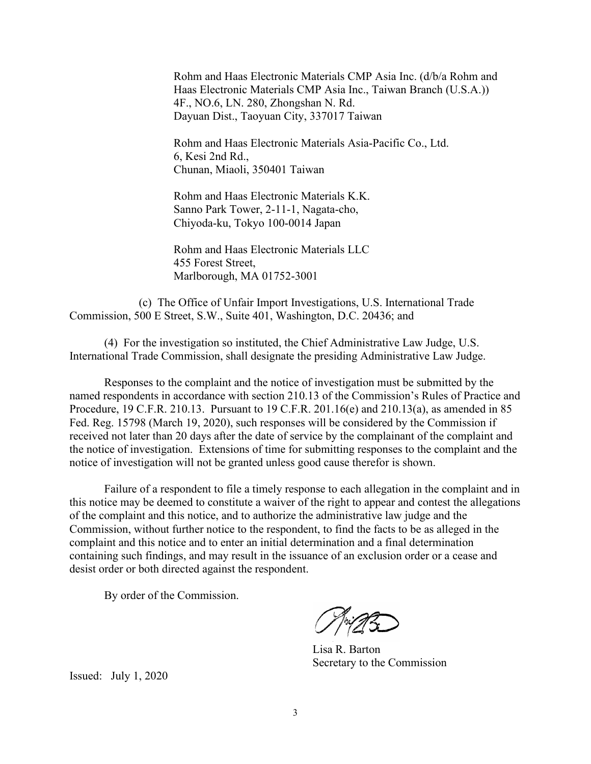Rohm and Haas Electronic Materials CMP Asia Inc. (d/b/a Rohm and Haas Electronic Materials CMP Asia Inc., Taiwan Branch (U.S.A.))
4F., NO.6, LN. 280, Zhongshan N. Rd.
Dayuan Dist., Taoyuan City, 337017 Taiwan

Rohm and Haas Electronic Materials Asia-Pacific Co., Ltd.
6, Kesi 2nd Rd.,
Chunan, Miaoli, 350401 Taiwan

Rohm and Haas Electronic Materials K.K.
Sanno Park Tower, 2-11-1, Nagata-cho,
Chiyoda-ku, Tokyo 100-0014 Japan

Rohm and Haas Electronic Materials LLC
455 Forest Street,
Marlborough, MA 01752-3001

(c) The Office of Unfair Import Investigations, U.S. International Trade Commission, 500 E Street, S.W., Suite 401, Washington, D.C. 20436; and

(4) For the investigation so instituted, the Chief Administrative Law Judge, U.S. International Trade Commission, shall designate the presiding Administrative Law Judge.

Responses to the complaint and the notice of investigation must be submitted by the named respondents in accordance with section 210.13 of the Commission's Rules of Practice and Procedure, 19 C.F.R. 210.13. Pursuant to 19 C.F.R. 201.16(e) and 210.13(a), as amended in 85 Fed. Reg. 15798 (March 19, 2020), such responses will be considered by the Commission if received not later than 20 days after the date of service by the complainant of the complaint and the notice of investigation. Extensions of time for submitting responses to the complaint and the notice of investigation will not be granted unless good cause therefor is shown.

Failure of a respondent to file a timely response to each allegation in the complaint and in this notice may be deemed to constitute a waiver of the right to appear and contest the allegations of the complaint and this notice, and to authorize the administrative law judge and the Commission, without further notice to the respondent, to find the facts to be as alleged in the complaint and this notice and to enter an initial determination and a final determination containing such findings, and may result in the issuance of an exclusion order or a cease and desist order or both directed against the respondent.

By order of the Commission.

Lisa R. Barton
Secretary to the Commission

Issued: July 1, 2020